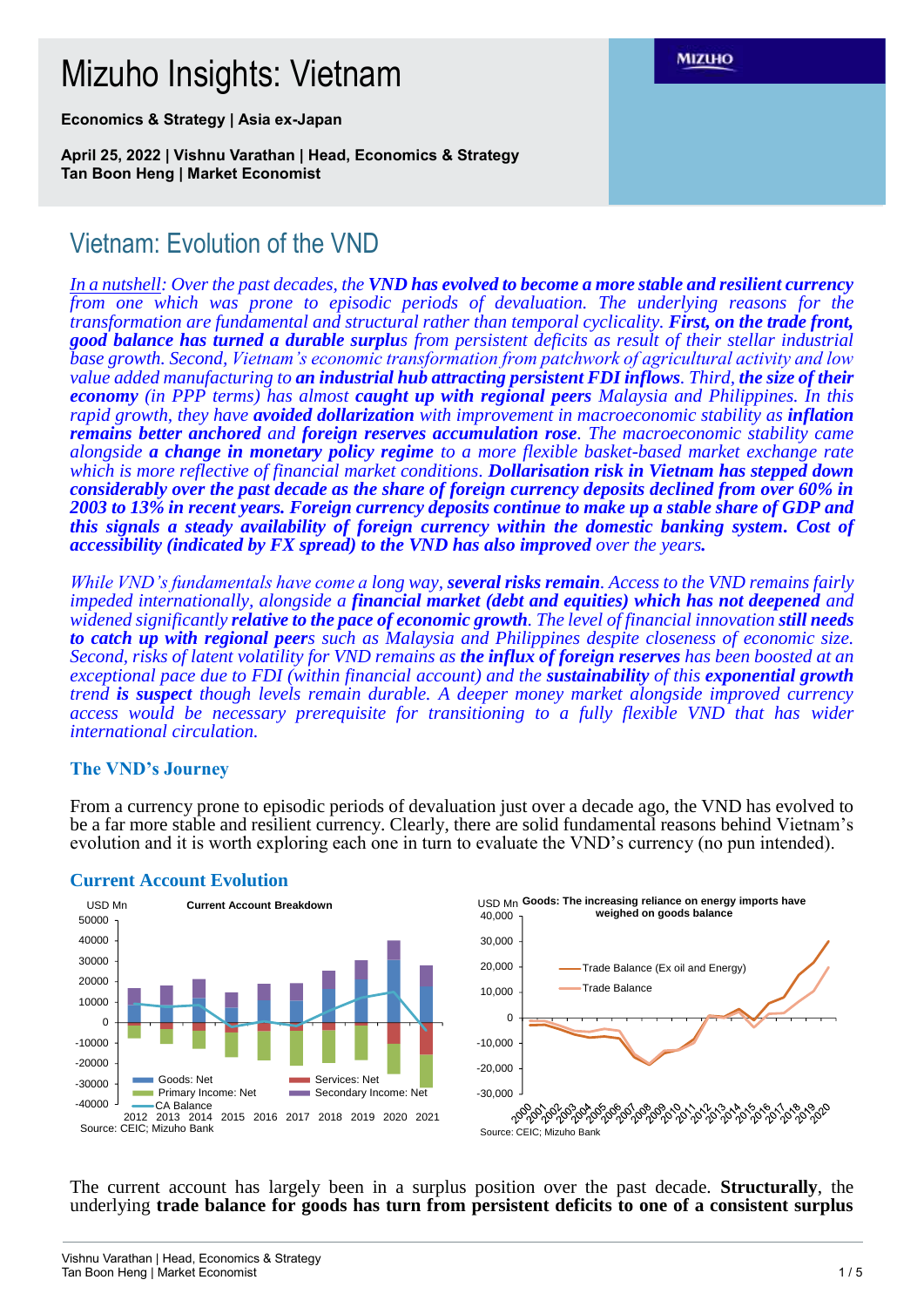# Mizuho Insights: Vietnam

**Economics & Strategy | Asia ex-Japan**

**April 25, 2022 | Vishnu Varathan | Head, Economics & Strategy**
**Tan Boon Heng | Market Economist**

## Vietnam: Evolution of the VND

*In a nutshell: Over the past decades, the **VND has evolved to become a more stable and resilient currency** from one which was prone to episodic periods of devaluation. The underlying reasons for the transformation are fundamental and structural rather than temporal cyclicality. **First, on the trade front, good balance has turned a durable surplus** from persistent deficits as result of their stellar industrial base growth. Second, Vietnam's economic transformation from patchwork of agricultural activity and low value added manufacturing to **an industrial hub attracting persistent FDI inflows**. Third, **the size of their economy** (in PPP terms) has almost **caught up with regional peers** Malaysia and Philippines. In this rapid growth, they have **avoided dollarization** with improvement in macroeconomic stability as **inflation remains better anchored** and **foreign reserves accumulation rose**. The macroeconomic stability came alongside **a change in monetary policy regime** to a more flexible basket-based market exchange rate which is more reflective of financial market conditions. **Dollarisation risk in Vietnam has stepped down considerably over the past decade as the share of foreign currency deposits declined from over 60% in 2003 to 13% in recent years. Foreign currency deposits continue to make up a stable share of GDP and this signals a steady availability of foreign currency within the domestic banking system. Cost of accessibility (indicated by FX spread) to the VND has also improved** over the years.*

*While VND's fundamentals have come a long way, **several risks remain**. Access to the VND remains fairly impeded internationally, alongside a **financial market (debt and equities) which has not deepened** and widened significantly **relative to the pace of economic growth**. The level of financial innovation **still needs to catch up with regional peers** such as Malaysia and Philippines despite closeness of economic size. Second, risks of latent volatility for VND remains as **the influx of foreign reserves** has been boosted at an exceptional pace due to FDI (within financial account) and the **sustainability** of this **exponential growth** trend **is suspect** though levels remain durable. A deeper money market alongside improved currency access would be necessary prerequisite for transitioning to a fully flexible VND that has wider international circulation.*

### The VND's Journey

From a currency prone to episodic periods of devaluation just over a decade ago, the VND has evolved to be a far more stable and resilient currency. Clearly, there are solid fundamental reasons behind Vietnam's evolution and it is worth exploring each one in turn to evaluate the VND's currency (no pun intended).

### Current Account Evolution

Current Account Breakdown (USD Mn)
Source: CEIC; Mizuho Bank

Goods: The increasing reliance on energy imports have weighed on goods balance (USD Mn)
Source: CEIC; Mizuho Bank

The current account has largely been in a surplus position over the past decade. **Structurally**, the underlying **trade balance for goods has turn from persistent deficits to one of a consistent surplus**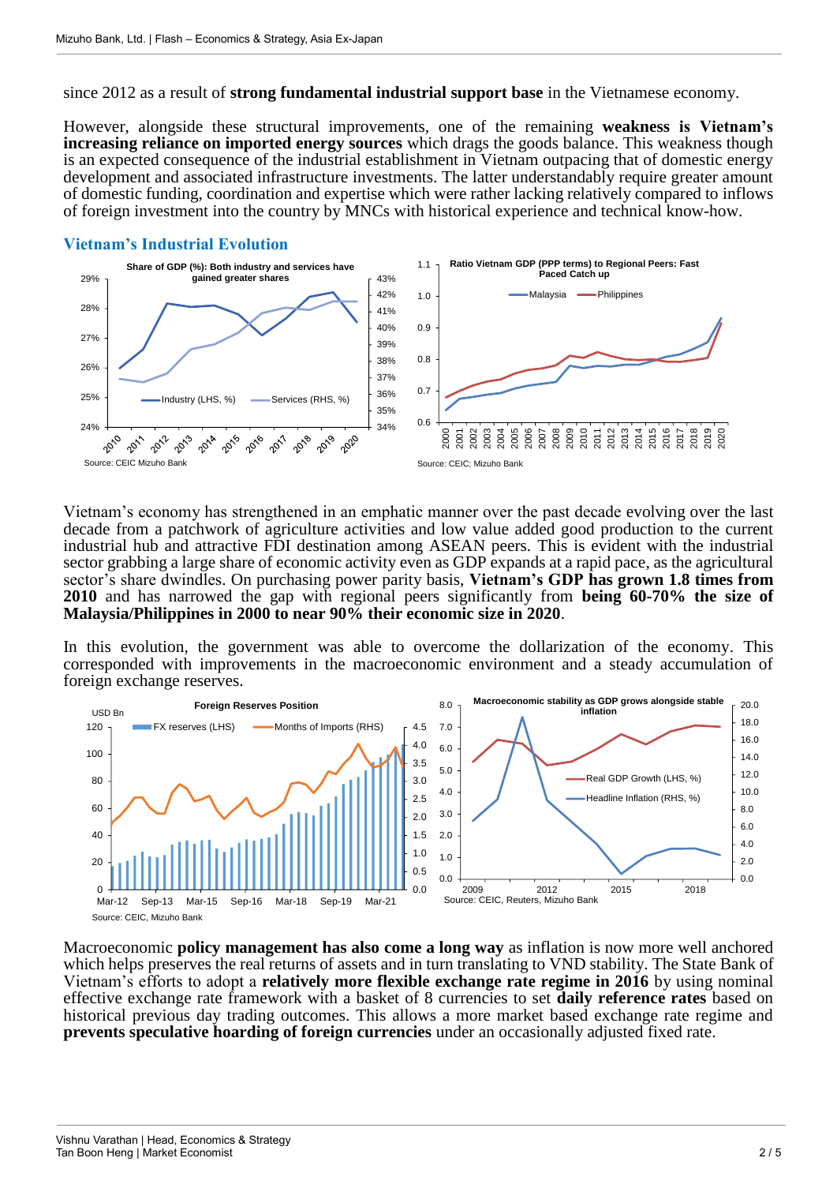since 2012 as a result of **strong fundamental industrial support base** in the Vietnamese economy.

However, alongside these structural improvements, one of the remaining **weakness is Vietnam's increasing reliance on imported energy sources** which drags the goods balance. This weakness though is an expected consequence of the industrial establishment in Vietnam outpacing that of domestic energy development and associated infrastructure investments. The latter understandably require greater amount of domestic funding, coordination and expertise which were rather lacking relatively compared to inflows of foreign investment into the country by MNCs with historical experience and technical know-how.

### Vietnam's Industrial Evolution

**Share of GDP (%): Both industry and services have gained greater shares**

Industry (LHS, %) — Services (RHS, %)

Source: CEIC Mizuho Bank

**Ratio Vietnam GDP (PPP terms) to Regional Peers: Fast Paced Catch up**

Malaysia — Philippines

Source: CEIC; Mizuho Bank

Vietnam's economy has strengthened in an emphatic manner over the past decade evolving over the last decade from a patchwork of agriculture activities and low value added good production to the current industrial hub and attractive FDI destination among ASEAN peers. This is evident with the industrial sector grabbing a large share of economic activity even as GDP expands at a rapid pace, as the agricultural sector's share dwindles. On purchasing power parity basis, **Vietnam's GDP has grown 1.8 times from 2010** and has narrowed the gap with regional peers significantly from **being 60-70% the size of Malaysia/Philippines in 2000 to near 90% their economic size in 2020**.

In this evolution, the government was able to overcome the dollarization of the economy. This corresponded with improvements in the macroeconomic environment and a steady accumulation of foreign exchange reserves.

**Foreign Reserves Position**

FX reserves (LHS) — Months of Imports (RHS)

Source: CEIC, Mizuho Bank

**Macroeconomic stability as GDP grows alongside stable inflation**

Real GDP Growth (LHS, %) — Headline Inflation (RHS, %)

Source: CEIC, Reuters, Mizuho Bank

Macroeconomic **policy management has also come a long way** as inflation is now more well anchored which helps preserves the real returns of assets and in turn translating to VND stability. The State Bank of Vietnam's efforts to adopt a **relatively more flexible exchange rate regime in 2016** by using nominal effective exchange rate framework with a basket of 8 currencies to set **daily reference rates** based on historical previous day trading outcomes. This allows a more market based exchange rate regime and **prevents speculative hoarding of foreign currencies** under an occasionally adjusted fixed rate.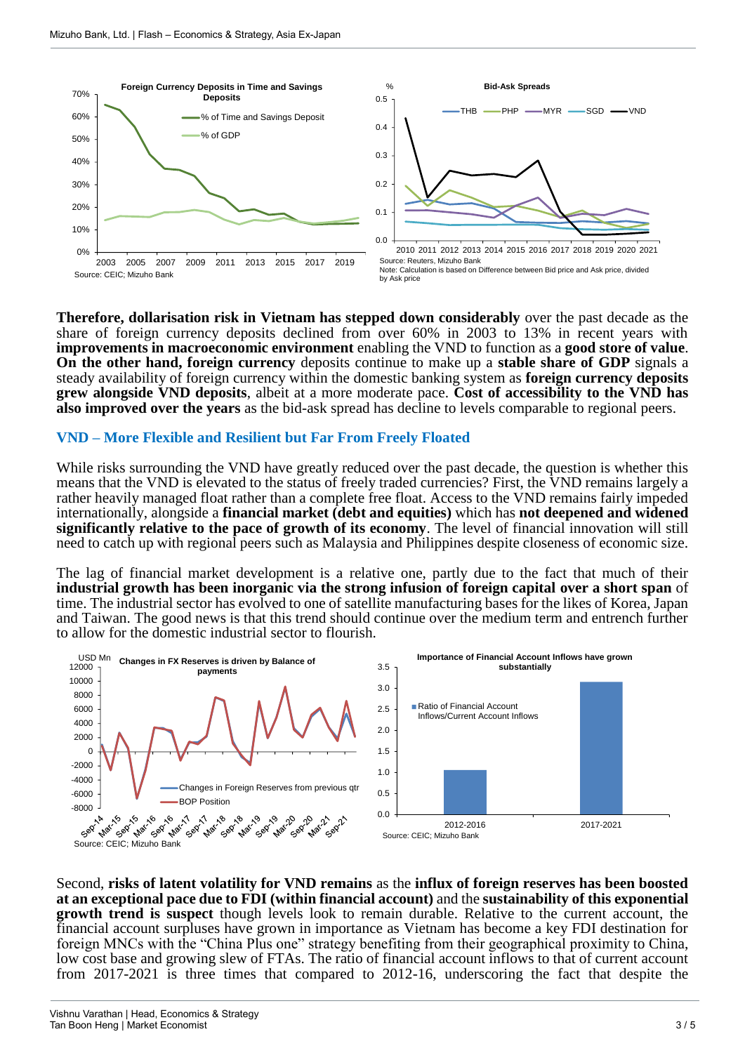Foreign Currency Deposits in Time and Savings Deposits

Source: CEIC; Mizuho Bank

Bid-Ask Spreads

Source: Reuters, Mizuho Bank
Note: Calculation is based on Difference between Bid price and Ask price, divided by Ask price

**Therefore, dollarisation risk in Vietnam has stepped down considerably** over the past decade as the share of foreign currency deposits declined from over 60% in 2003 to 13% in recent years with **improvements in macroeconomic environment** enabling the VND to function as a **good store of value**. **On the other hand, foreign currency** deposits continue to make up a **stable share of GDP** signals a steady availability of foreign currency within the domestic banking system as **foreign currency deposits grew alongside VND deposits**, albeit at a more moderate pace. **Cost of accessibility to the VND has also improved over the years** as the bid-ask spread has decline to levels comparable to regional peers.

## VND – More Flexible and Resilient but Far From Freely Floated

While risks surrounding the VND have greatly reduced over the past decade, the question is whether this means that the VND is elevated to the status of freely traded currencies? First, the VND remains largely a rather heavily managed float rather than a complete free float. Access to the VND remains fairly impeded internationally, alongside a **financial market (debt and equities)** which has **not deepened and widened significantly relative to the pace of growth of its economy**. The level of financial innovation will still need to catch up with regional peers such as Malaysia and Philippines despite closeness of economic size.

The lag of financial market development is a relative one, partly due to the fact that much of their **industrial growth has been inorganic via the strong infusion of foreign capital over a short span** of time. The industrial sector has evolved to one of satellite manufacturing bases for the likes of Korea, Japan and Taiwan. The good news is that this trend should continue over the medium term and entrench further to allow for the domestic industrial sector to flourish.

Changes in FX Reserves is driven by Balance of payments

Source: CEIC; Mizuho Bank

Importance of Financial Account Inflows have grown substantially

Source: CEIC; Mizuho Bank

Second, **risks of latent volatility for VND remains** as the **influx of foreign reserves has been boosted at an exceptional pace due to FDI (within financial account)** and the **sustainability of this exponential growth trend is suspect** though levels look to remain durable. Relative to the current account, the financial account surpluses have grown in importance as Vietnam has become a key FDI destination for foreign MNCs with the "China Plus one" strategy benefiting from their geographical proximity to China, low cost base and growing slew of FTAs. The ratio of financial account inflows to that of current account from 2017-2021 is three times that compared to 2012-16, underscoring the fact that despite the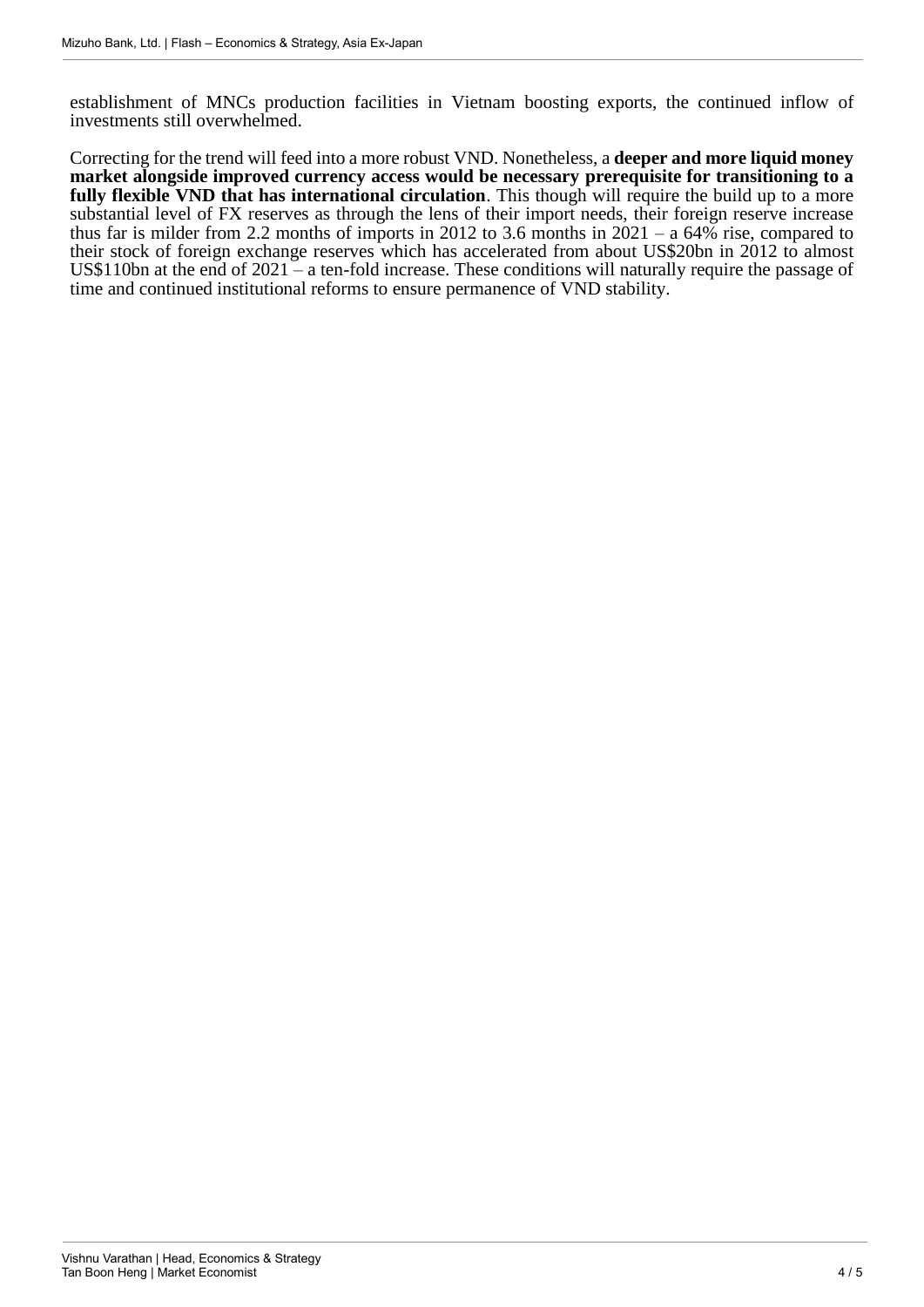establishment of MNCs production facilities in Vietnam boosting exports, the continued inflow of investments still overwhelmed.

Correcting for the trend will feed into a more robust VND. Nonetheless, a **deeper and more liquid money market alongside improved currency access would be necessary prerequisite for transitioning to a fully flexible VND that has international circulation**. This though will require the build up to a more substantial level of FX reserves as through the lens of their import needs, their foreign reserve increase thus far is milder from 2.2 months of imports in 2012 to 3.6 months in 2021 – a 64% rise, compared to their stock of foreign exchange reserves which has accelerated from about US$20bn in 2012 to almost US$110bn at the end of 2021 – a ten-fold increase. These conditions will naturally require the passage of time and continued institutional reforms to ensure permanence of VND stability.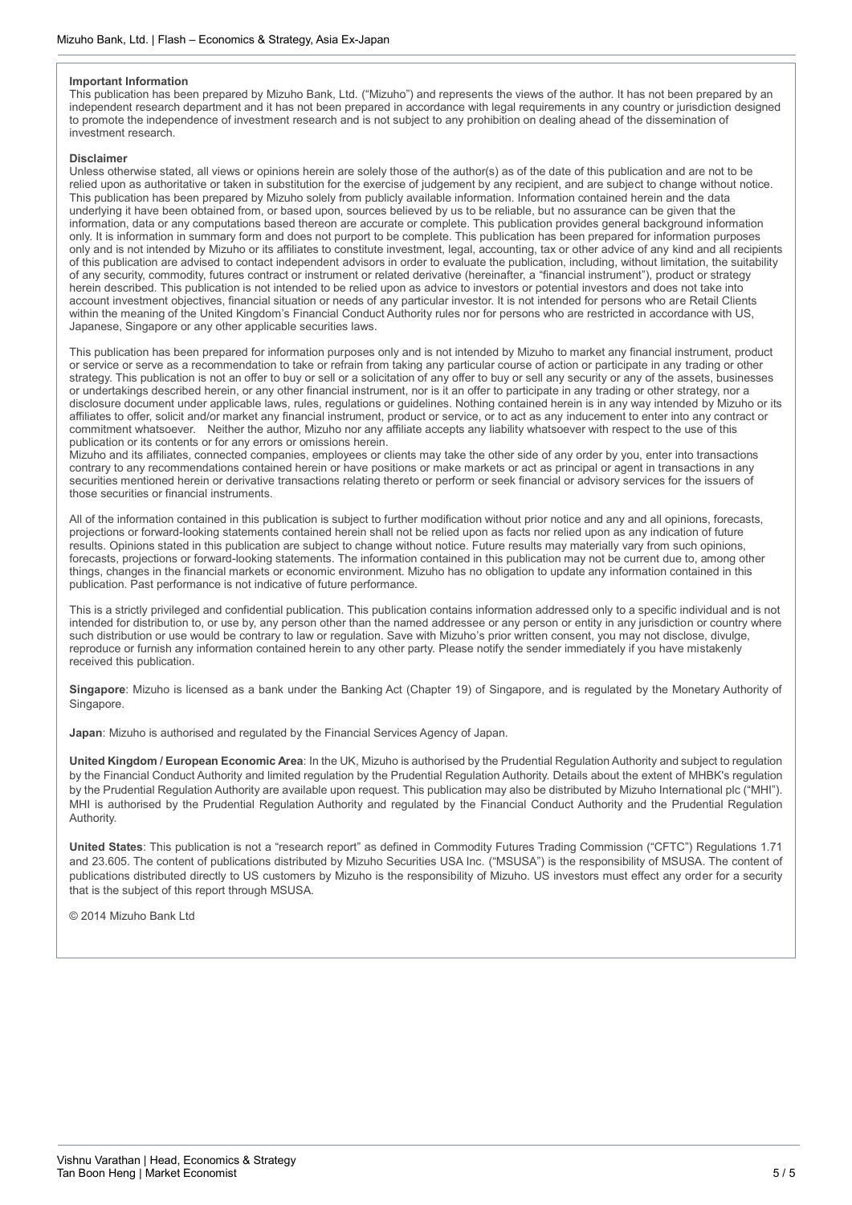**Important Information**

This publication has been prepared by Mizuho Bank, Ltd. ("Mizuho") and represents the views of the author. It has not been prepared by an independent research department and it has not been prepared in accordance with legal requirements in any country or jurisdiction designed to promote the independence of investment research and is not subject to any prohibition on dealing ahead of the dissemination of investment research.

**Disclaimer**

Unless otherwise stated, all views or opinions herein are solely those of the author(s) as of the date of this publication and are not to be relied upon as authoritative or taken in substitution for the exercise of judgement by any recipient, and are subject to change without notice. This publication has been prepared by Mizuho solely from publicly available information. Information contained herein and the data underlying it have been obtained from, or based upon, sources believed by us to be reliable, but no assurance can be given that the information, data or any computations based thereon are accurate or complete. This publication provides general background information only. It is information in summary form and does not purport to be complete. This publication has been prepared for information purposes only and is not intended by Mizuho or its affiliates to constitute investment, legal, accounting, tax or other advice of any kind and all recipients of this publication are advised to contact independent advisors in order to evaluate the publication, including, without limitation, the suitability of any security, commodity, futures contract or instrument or related derivative (hereinafter, a "financial instrument"), product or strategy herein described. This publication is not intended to be relied upon as advice to investors or potential investors and does not take into account investment objectives, financial situation or needs of any particular investor. It is not intended for persons who are Retail Clients within the meaning of the United Kingdom's Financial Conduct Authority rules nor for persons who are restricted in accordance with US, Japanese, Singapore or any other applicable securities laws.

This publication has been prepared for information purposes only and is not intended by Mizuho to market any financial instrument, product or service or serve as a recommendation to take or refrain from taking any particular course of action or participate in any trading or other strategy. This publication is not an offer to buy or sell or a solicitation of any offer to buy or sell any security or any of the assets, businesses or undertakings described herein, or any other financial instrument, nor is it an offer to participate in any trading or other strategy, nor a disclosure document under applicable laws, rules, regulations or guidelines. Nothing contained herein is in any way intended by Mizuho or its affiliates to offer, solicit and/or market any financial instrument, product or service, or to act as any inducement to enter into any contract or commitment whatsoever. Neither the author, Mizuho nor any affiliate accepts any liability whatsoever with respect to the use of this publication or its contents or for any errors or omissions herein.

Mizuho and its affiliates, connected companies, employees or clients may take the other side of any order by you, enter into transactions contrary to any recommendations contained herein or have positions or make markets or act as principal or agent in transactions in any securities mentioned herein or derivative transactions relating thereto or perform or seek financial or advisory services for the issuers of those securities or financial instruments.

All of the information contained in this publication is subject to further modification without prior notice and any and all opinions, forecasts, projections or forward-looking statements contained herein shall not be relied upon as facts nor relied upon as any indication of future results. Opinions stated in this publication are subject to change without notice. Future results may materially vary from such opinions, forecasts, projections or forward-looking statements. The information contained in this publication may not be current due to, among other things, changes in the financial markets or economic environment. Mizuho has no obligation to update any information contained in this publication. Past performance is not indicative of future performance.

This is a strictly privileged and confidential publication. This publication contains information addressed only to a specific individual and is not intended for distribution to, or use by, any person other than the named addressee or any person or entity in any jurisdiction or country where such distribution or use would be contrary to law or regulation. Save with Mizuho's prior written consent, you may not disclose, divulge, reproduce or furnish any information contained herein to any other party. Please notify the sender immediately if you have mistakenly received this publication.

**Singapore**: Mizuho is licensed as a bank under the Banking Act (Chapter 19) of Singapore, and is regulated by the Monetary Authority of Singapore.

**Japan**: Mizuho is authorised and regulated by the Financial Services Agency of Japan.

**United Kingdom / European Economic Area**: In the UK, Mizuho is authorised by the Prudential Regulation Authority and subject to regulation by the Financial Conduct Authority and limited regulation by the Prudential Regulation Authority. Details about the extent of MHBK's regulation by the Prudential Regulation Authority are available upon request. This publication may also be distributed by Mizuho International plc ("MHI"). MHI is authorised by the Prudential Regulation Authority and regulated by the Financial Conduct Authority and the Prudential Regulation Authority.

**United States**: This publication is not a "research report" as defined in Commodity Futures Trading Commission ("CFTC") Regulations 1.71 and 23.605. The content of publications distributed by Mizuho Securities USA Inc. ("MSUSA") is the responsibility of MSUSA. The content of publications distributed directly to US customers by Mizuho is the responsibility of Mizuho. US investors must effect any order for a security that is the subject of this report through MSUSA.

© 2014 Mizuho Bank Ltd